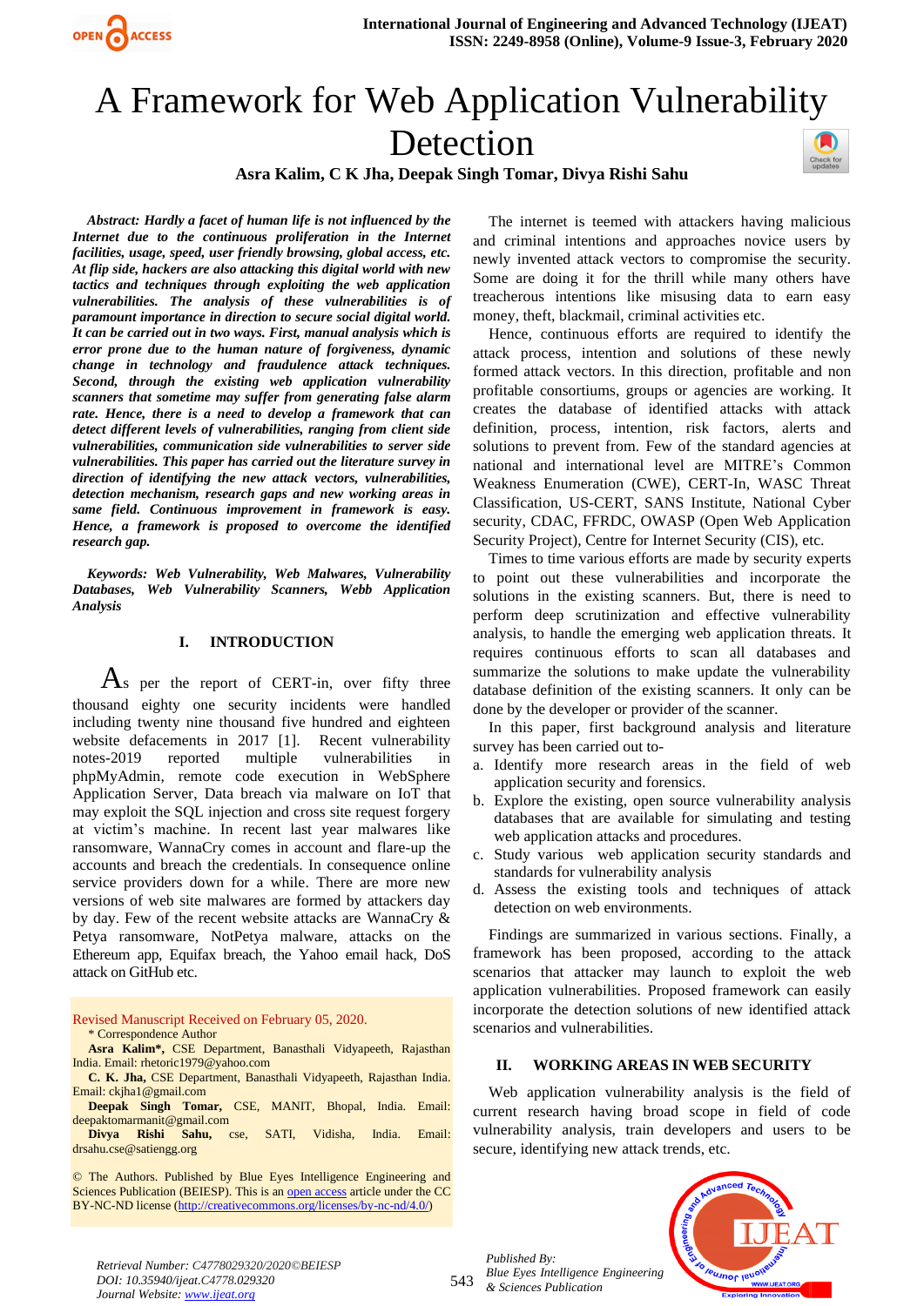# A Framework for Web Application Vulnerability Detection

**Asra Kalim, C K Jha, Deepak Singh Tomar, Divya Rishi Sahu**

***Abstract: Hardly a facet of human life is not influenced by the Internet due to the continuous proliferation in the Internet facilities, usage, speed, user friendly browsing, global access, etc. At flip side, hackers are also attacking this digital world with new tactics and techniques through exploiting the web application vulnerabilities. The analysis of these vulnerabilities is of paramount importance in direction to secure social digital world. It can be carried out in two ways. First, manual analysis which is error prone due to the human nature of forgiveness, dynamic change in technology and fraudulence attack techniques. Second, through the existing web application vulnerability scanners that sometime may suffer from generating false alarm rate. Hence, there is a need to develop a framework that can detect different levels of vulnerabilities, ranging from client side vulnerabilities, communication side vulnerabilities to server side vulnerabilities. This paper has carried out the literature survey in direction of identifying the new attack vectors, vulnerabilities, detection mechanism, research gaps and new working areas in same field. Continuous improvement in framework is easy. Hence, a framework is proposed to overcome the identified research gap.***

***Keywords: Web Vulnerability, Web Malwares, Vulnerability Databases, Web Vulnerability Scanners, Webb Application Analysis***

## I. INTRODUCTION

As per the report of CERT-in, over fifty three thousand eighty one security incidents were handled including twenty nine thousand five hundred and eighteen website defacements in 2017 [1]. Recent vulnerability notes-2019 reported multiple vulnerabilities in phpMyAdmin, remote code execution in WebSphere Application Server, Data breach via malware on IoT that may exploit the SQL injection and cross site request forgery at victim's machine. In recent last year malwares like ransomware, WannaCry comes in account and flare-up the accounts and breach the credentials. In consequence online service providers down for a while. There are more new versions of web site malwares are formed by attackers day by day. Few of the recent website attacks are WannaCry & Petya ransomware, NotPetya malware, attacks on the Ethereum app, Equifax breach, the Yahoo email hack, DoS attack on GitHub etc.

Revised Manuscript Received on February 05, 2020.

\* Correspondence Author

**Asra Kalim\***, CSE Department, Banasthali Vidyapeeth, Rajasthan India. Email: rhetoric1979@yahoo.com

**C. K. Jha,** CSE Department, Banasthali Vidyapeeth, Rajasthan India. Email: ckjha1@gmail.com

**Deepak Singh Tomar,** CSE, MANIT, Bhopal, India. Email: deepaktomarmanit@gmail.com

**Divya Rishi Sahu,** cse, SATI, Vidisha, India. Email: drsahu.cse@satiengg.org

© The Authors. Published by Blue Eyes Intelligence Engineering and Sciences Publication (BEIESP). This is an open access article under the CC BY-NC-ND license (http://creativecommons.org/licenses/by-nc-nd/4.0/)

The internet is teemed with attackers having malicious and criminal intentions and approaches novice users by newly invented attack vectors to compromise the security. Some are doing it for the thrill while many others have treacherous intentions like misusing data to earn easy money, theft, blackmail, criminal activities etc.

Hence, continuous efforts are required to identify the attack process, intention and solutions of these newly formed attack vectors. In this direction, profitable and non profitable consortiums, groups or agencies are working. It creates the database of identified attacks with attack definition, process, intention, risk factors, alerts and solutions to prevent from. Few of the standard agencies at national and international level are MITRE's Common Weakness Enumeration (CWE), CERT-In, WASC Threat Classification, US-CERT, SANS Institute, National Cyber security, CDAC, FFRDC, OWASP (Open Web Application Security Project), Centre for Internet Security (CIS), etc.

Times to time various efforts are made by security experts to point out these vulnerabilities and incorporate the solutions in the existing scanners. But, there is need to perform deep scrutinization and effective vulnerability analysis, to handle the emerging web application threats. It requires continuous efforts to scan all databases and summarize the solutions to make update the vulnerability database definition of the existing scanners. It only can be done by the developer or provider of the scanner.

In this paper, first background analysis and literature survey has been carried out to-

a. Identify more research areas in the field of web application security and forensics.
b. Explore the existing, open source vulnerability analysis databases that are available for simulating and testing web application attacks and procedures.
c. Study various web application security standards and standards for vulnerability analysis
d. Assess the existing tools and techniques of attack detection on web environments.

Findings are summarized in various sections. Finally, a framework has been proposed, according to the attack scenarios that attacker may launch to exploit the web application vulnerabilities. Proposed framework can easily incorporate the detection solutions of new identified attack scenarios and vulnerabilities.

## II. WORKING AREAS IN WEB SECURITY

Web application vulnerability analysis is the field of current research having broad scope in field of code vulnerability analysis, train developers and users to be secure, identifying new attack trends, etc.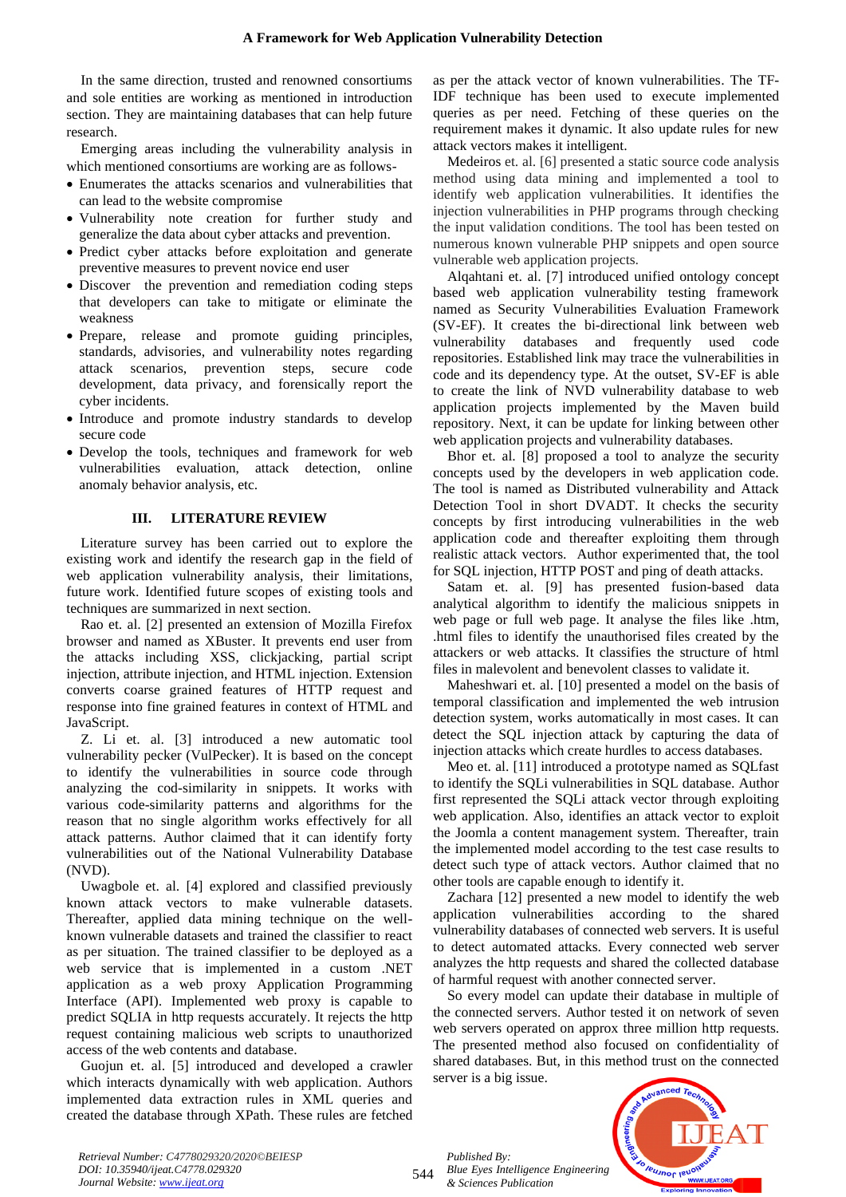In the same direction, trusted and renowned consortiums and sole entities are working as mentioned in introduction section. They are maintaining databases that can help future research.

Emerging areas including the vulnerability analysis in which mentioned consortiums are working are as follows-

- Enumerates the attacks scenarios and vulnerabilities that can lead to the website compromise
- Vulnerability note creation for further study and generalize the data about cyber attacks and prevention.
- Predict cyber attacks before exploitation and generate preventive measures to prevent novice end user
- Discover the prevention and remediation coding steps that developers can take to mitigate or eliminate the weakness
- Prepare, release and promote guiding principles, standards, advisories, and vulnerability notes regarding attack scenarios, prevention steps, secure code development, data privacy, and forensically report the cyber incidents.
- Introduce and promote industry standards to develop secure code
- Develop the tools, techniques and framework for web vulnerabilities evaluation, attack detection, online anomaly behavior analysis, etc.

## III. LITERATURE REVIEW

Literature survey has been carried out to explore the existing work and identify the research gap in the field of web application vulnerability analysis, their limitations, future work. Identified future scopes of existing tools and techniques are summarized in next section.

Rao et. al. [2] presented an extension of Mozilla Firefox browser and named as XBuster. It prevents end user from the attacks including XSS, clickjacking, partial script injection, attribute injection, and HTML injection. Extension converts coarse grained features of HTTP request and response into fine grained features in context of HTML and JavaScript.

Z. Li et. al. [3] introduced a new automatic tool vulnerability pecker (VulPecker). It is based on the concept to identify the vulnerabilities in source code through analyzing the cod-similarity in snippets. It works with various code-similarity patterns and algorithms for the reason that no single algorithm works effectively for all attack patterns. Author claimed that it can identify forty vulnerabilities out of the National Vulnerability Database (NVD).

Uwagbole et. al. [4] explored and classified previously known attack vectors to make vulnerable datasets. Thereafter, applied data mining technique on the well-known vulnerable datasets and trained the classifier to react as per situation. The trained classifier to be deployed as a web service that is implemented in a custom .NET application as a web proxy Application Programming Interface (API). Implemented web proxy is capable to predict SQLIA in http requests accurately. It rejects the http request containing malicious web scripts to unauthorized access of the web contents and database.

Guojun et. al. [5] introduced and developed a crawler which interacts dynamically with web application. Authors implemented data extraction rules in XML queries and created the database through XPath. These rules are fetched as per the attack vector of known vulnerabilities. The TF-IDF technique has been used to execute implemented queries as per need. Fetching of these queries on the requirement makes it dynamic. It also update rules for new attack vectors makes it intelligent.

Medeiros et. al. [6] presented a static source code analysis method using data mining and implemented a tool to identify web application vulnerabilities. It identifies the injection vulnerabilities in PHP programs through checking the input validation conditions. The tool has been tested on numerous known vulnerable PHP snippets and open source vulnerable web application projects.

Alqahtani et. al. [7] introduced unified ontology concept based web application vulnerability testing framework named as Security Vulnerabilities Evaluation Framework (SV-EF). It creates the bi-directional link between web vulnerability databases and frequently used code repositories. Established link may trace the vulnerabilities in code and its dependency type. At the outset, SV-EF is able to create the link of NVD vulnerability database to web application projects implemented by the Maven build repository. Next, it can be update for linking between other web application projects and vulnerability databases.

Bhor et. al. [8] proposed a tool to analyze the security concepts used by the developers in web application code. The tool is named as Distributed vulnerability and Attack Detection Tool in short DVADT. It checks the security concepts by first introducing vulnerabilities in the web application code and thereafter exploiting them through realistic attack vectors. Author experimented that, the tool for SQL injection, HTTP POST and ping of death attacks.

Satam et. al. [9] has presented fusion-based data analytical algorithm to identify the malicious snippets in web page or full web page. It analyse the files like .htm, .html files to identify the unauthorised files created by the attackers or web attacks. It classifies the structure of html files in malevolent and benevolent classes to validate it.

Maheshwari et. al. [10] presented a model on the basis of temporal classification and implemented the web intrusion detection system, works automatically in most cases. It can detect the SQL injection attack by capturing the data of injection attacks which create hurdles to access databases.

Meo et. al. [11] introduced a prototype named as SQLfast to identify the SQLi vulnerabilities in SQL database. Author first represented the SQLi attack vector through exploiting web application. Also, identifies an attack vector to exploit the Joomla a content management system. Thereafter, train the implemented model according to the test case results to detect such type of attack vectors. Author claimed that no other tools are capable enough to identify it.

Zachara [12] presented a new model to identify the web application vulnerabilities according to the shared vulnerability databases of connected web servers. It is useful to detect automated attacks. Every connected web server analyzes the http requests and shared the collected database of harmful request with another connected server.

So every model can update their database in multiple of the connected servers. Author tested it on network of seven web servers operated on approx three million http requests. The presented method also focused on confidentiality of shared databases. But, in this method trust on the connected server is a big issue.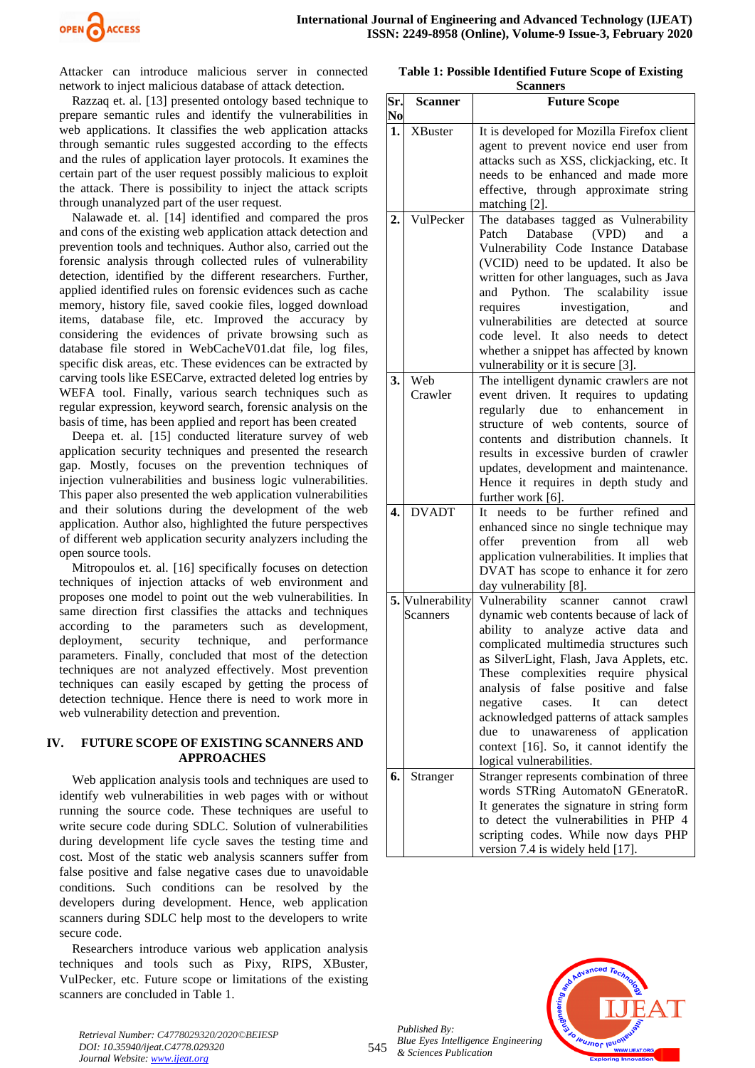Attacker can introduce malicious server in connected network to inject malicious database of attack detection.

Razzaq et. al. [13] presented ontology based technique to prepare semantic rules and identify the vulnerabilities in web applications. It classifies the web application attacks through semantic rules suggested according to the effects and the rules of application layer protocols. It examines the certain part of the user request possibly malicious to exploit the attack. There is possibility to inject the attack scripts through unanalyzed part of the user request.

Nalawade et. al. [14] identified and compared the pros and cons of the existing web application attack detection and prevention tools and techniques. Author also, carried out the forensic analysis through collected rules of vulnerability detection, identified by the different researchers. Further, applied identified rules on forensic evidences such as cache memory, history file, saved cookie files, logged download items, database file, etc. Improved the accuracy by considering the evidences of private browsing such as database file stored in WebCacheV01.dat file, log files, specific disk areas, etc. These evidences can be extracted by carving tools like ESECarve, extracted deleted log entries by WEFA tool. Finally, various search techniques such as regular expression, keyword search, forensic analysis on the basis of time, has been applied and report has been created

Deepa et. al. [15] conducted literature survey of web application security techniques and presented the research gap. Mostly, focuses on the prevention techniques of injection vulnerabilities and business logic vulnerabilities. This paper also presented the web application vulnerabilities and their solutions during the development of the web application. Author also, highlighted the future perspectives of different web application security analyzers including the open source tools.

Mitropoulos et. al. [16] specifically focuses on detection techniques of injection attacks of web environment and proposes one model to point out the web vulnerabilities. In same direction first classifies the attacks and techniques according to the parameters such as development, deployment, security technique, and performance parameters. Finally, concluded that most of the detection techniques are not analyzed effectively. Most prevention techniques can easily escaped by getting the process of detection technique. Hence there is need to work more in web vulnerability detection and prevention.

## IV. FUTURE SCOPE OF EXISTING SCANNERS AND APPROACHES

Web application analysis tools and techniques are used to identify web vulnerabilities in web pages with or without running the source code. These techniques are useful to write secure code during SDLC. Solution of vulnerabilities during development life cycle saves the testing time and cost. Most of the static web analysis scanners suffer from false positive and false negative cases due to unavoidable conditions. Such conditions can be resolved by the developers during development. Hence, web application scanners during SDLC help most to the developers to write secure code.

Researchers introduce various web application analysis techniques and tools such as Pixy, RIPS, XBuster, VulPecker, etc. Future scope or limitations of the existing scanners are concluded in Table 1.

**Table 1: Possible Identified Future Scope of Existing Scanners**

| Sr. No | Scanner | Future Scope |
|---|---|---|
| 1. | XBuster | It is developed for Mozilla Firefox client agent to prevent novice end user from attacks such as XSS, clickjacking, etc. It needs to be enhanced and made more effective, through approximate string matching [2]. |
| 2. | VulPecker | The databases tagged as Vulnerability Patch Database (VPD) and a Vulnerability Code Instance Database (VCID) need to be updated. It also be written for other languages, such as Java and Python. The scalability issue requires investigation, and vulnerabilities are detected at source code level. It also needs to detect whether a snippet has affected by known vulnerability or it is secure [3]. |
| 3. | Web Crawler | The intelligent dynamic crawlers are not event driven. It requires to updating regularly due to enhancement in structure of web contents, source of contents and distribution channels. It results in excessive burden of crawler updates, development and maintenance. Hence it requires in depth study and further work [6]. |
| 4. | DVADT | It needs to be further refined and enhanced since no single technique may offer prevention from all web application vulnerabilities. It implies that DVAT has scope to enhance it for zero day vulnerability [8]. |
| 5. | Vulnerability Scanners | Vulnerability scanner cannot crawl dynamic web contents because of lack of ability to analyze active data and complicated multimedia structures such as SilverLight, Flash, Java Applets, etc. These complexities require physical analysis of false positive and false negative cases. It can detect acknowledged patterns of attack samples due to unawareness of application context [16]. So, it cannot identify the logical vulnerabilities. |
| 6. | Stranger | Stranger represents combination of three words STRing AutomatoN GEneratoR. It generates the signature in string form to detect the vulnerabilities in PHP 4 scripting codes. While now days PHP version 7.4 is widely held [17]. |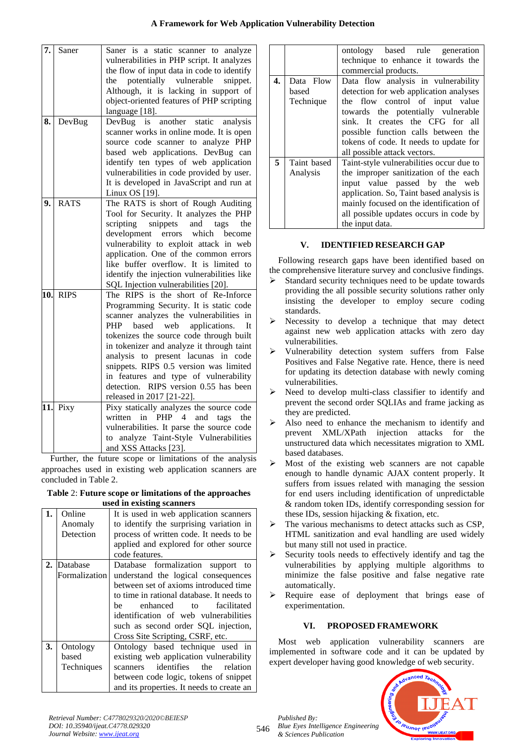| | | |
|---|---|---|
| **7.** | Saner | Saner is a static scanner to analyze vulnerabilities in PHP script. It analyzes the flow of input data in code to identify the potentially vulnerable snippet. Although, it is lacking in support of object-oriented features of PHP scripting language [18]. |
| **8.** | DevBug | DevBug is another static analysis scanner works in online mode. It is open source code scanner to analyze PHP based web applications. DevBug can identify ten types of web application vulnerabilities in code provided by user. It is developed in JavaScript and run at Linux OS [19]. |
| **9.** | RATS | The RATS is short of Rough Auditing Tool for Security. It analyzes the PHP scripting snippets and tags the development errors which become vulnerability to exploit attack in web application. One of the common errors like buffer overflow. It is limited to identify the injection vulnerabilities like SQL Injection vulnerabilities [20]. |
| **10.** | RIPS | The RIPS is the short of Re-Inforce Programming Security. It is static code scanner analyzes the vulnerabilities in PHP based web applications. It tokenizes the source code through built in tokenizer and analyze it through taint analysis to present lacunas in code snippets. RIPS 0.5 version was limited in features and type of vulnerability detection. RIPS version 0.55 has been released in 2017 [21-22]. |
| **11.** | Pixy | Pixy statically analyzes the source code written in PHP 4 and tags the vulnerabilities. It parse the source code to analyze Taint-Style Vulnerabilities and XSS Attacks [23]. |

Further, the future scope or limitations of the analysis approaches used in existing web application scanners are concluded in Table 2.

**Table 2: Future scope or limitations of the approaches used in existing scanners**

| | | |
|---|---|---|
| **1.** | Online Anomaly Detection | It is used in web application scanners to identify the surprising variation in process of written code. It needs to be applied and explored for other source code features. |
| **2.** | Database Formalization | Database formalization support to understand the logical consequences between set of axioms introduced time to time in rational database. It needs to be enhanced to facilitated identification of web vulnerabilities such as second order SQL injection, Cross Site Scripting, CSRF, etc. |
| **3.** | Ontology based Techniques | Ontology based technique used in existing web application vulnerability scanners identifies the relation between code logic, tokens of snippet and its properties. It needs to create an ontology based rule generation technique to enhance it towards the commercial products. |
| **4.** | Data Flow based Technique | Data flow analysis in vulnerability detection for web application analyses the flow control of input value towards the potentially vulnerable sink. It creates the CFG for all possible function calls between the tokens of code. It needs to update for all possible attack vectors. |
| **5** | Taint based Analysis | Taint-style vulnerabilities occur due to the improper sanitization of the each input value passed by the web application. So, Taint based analysis is mainly focused on the identification of all possible updates occurs in code by the input data. |

## V. IDENTIFIED RESEARCH GAP

Following research gaps have been identified based on the comprehensive literature survey and conclusive findings.

- ➢ Standard security techniques need to be update towards providing the all possible security solutions rather only insisting the developer to employ secure coding standards.
- ➢ Necessity to develop a technique that may detect against new web application attacks with zero day vulnerabilities.
- ➢ Vulnerability detection system suffers from False Positives and False Negative rate. Hence, there is need for updating its detection database with newly coming vulnerabilities.
- ➢ Need to develop multi-class classifier to identify and prevent the second order SQLIAs and frame jacking as they are predicted.
- ➢ Also need to enhance the mechanism to identify and prevent XML/XPath injection attacks for the unstructured data which necessitates migration to XML based databases.
- ➢ Most of the existing web scanners are not capable enough to handle dynamic AJAX content properly. It suffers from issues related with managing the session for end users including identification of unpredictable & random token IDs, identify corresponding session for these IDs, session hijacking & fixation, etc.
- ➢ The various mechanisms to detect attacks such as CSP, HTML sanitization and eval handling are used widely but many still not used in practice.
- ➢ Security tools needs to effectively identify and tag the vulnerabilities by applying multiple algorithms to minimize the false positive and false negative rate automatically.
- ➢ Require ease of deployment that brings ease of experimentation.

## VI. PROPOSED FRAMEWORK

Most web application vulnerability scanners are implemented in software code and it can be updated by expert developer having good knowledge of web security.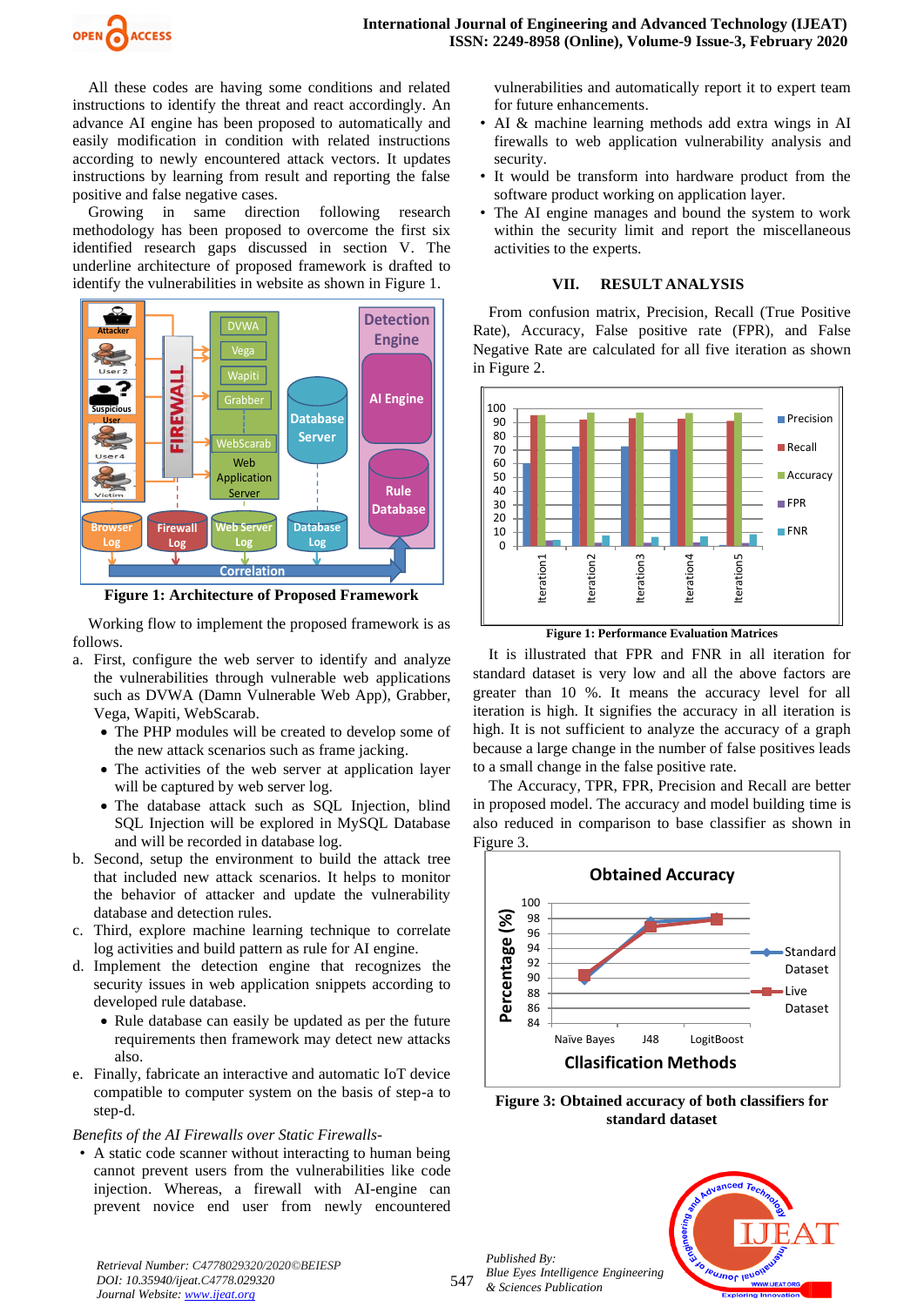All these codes are having some conditions and related instructions to identify the threat and react accordingly. An advance AI engine has been proposed to automatically and easily modification in condition with related instructions according to newly encountered attack vectors. It updates instructions by learning from result and reporting the false positive and false negative cases.

Growing in same direction following research methodology has been proposed to overcome the first six identified research gaps discussed in section V. The underline architecture of proposed framework is drafted to identify the vulnerabilities in website as shown in Figure 1.

**Figure 1: Architecture of Proposed Framework**

Working flow to implement the proposed framework is as follows.

a. First, configure the web server to identify and analyze the vulnerabilities through vulnerable web applications such as DVWA (Damn Vulnerable Web App), Grabber, Vega, Wapiti, WebScarab.
   - The PHP modules will be created to develop some of the new attack scenarios such as frame jacking.
   - The activities of the web server at application layer will be captured by web server log.
   - The database attack such as SQL Injection, blind SQL Injection will be explored in MySQL Database and will be recorded in database log.

b. Second, setup the environment to build the attack tree that included new attack scenarios. It helps to monitor the behavior of attacker and update the vulnerability database and detection rules.

c. Third, explore machine learning technique to correlate log activities and build pattern as rule for AI engine.

d. Implement the detection engine that recognizes the security issues in web application snippets according to developed rule database.
   - Rule database can easily be updated as per the future requirements then framework may detect new attacks also.

e. Finally, fabricate an interactive and automatic IoT device compatible to computer system on the basis of step-a to step-d.

*Benefits of the AI Firewalls over Static Firewalls-*

- A static code scanner without interacting to human being cannot prevent users from the vulnerabilities like code injection. Whereas, a firewall with AI-engine can prevent novice end user from newly encountered vulnerabilities and automatically report it to expert team for future enhancements.
- AI & machine learning methods add extra wings in AI firewalls to web application vulnerability analysis and security.
- It would be transform into hardware product from the software product working on application layer.
- The AI engine manages and bound the system to work within the security limit and report the miscellaneous activities to the experts.

## VII. RESULT ANALYSIS

From confusion matrix, Precision, Recall (True Positive Rate), Accuracy, False positive rate (FPR), and False Negative Rate are calculated for all five iteration as shown in Figure 2.

**Figure 1: Performance Evaluation Matrices**

It is illustrated that FPR and FNR in all iteration for standard dataset is very low and all the above factors are greater than 10 %. It means the accuracy level for all iteration is high. It signifies the accuracy in all iteration is high. It is not sufficient to analyze the accuracy of a graph because a large change in the number of false positives leads to a small change in the false positive rate.

The Accuracy, TPR, FPR, Precision and Recall are better in proposed model. The accuracy and model building time is also reduced in comparison to base classifier as shown in Figure 3.

**Figure 3: Obtained accuracy of both classifiers for standard dataset**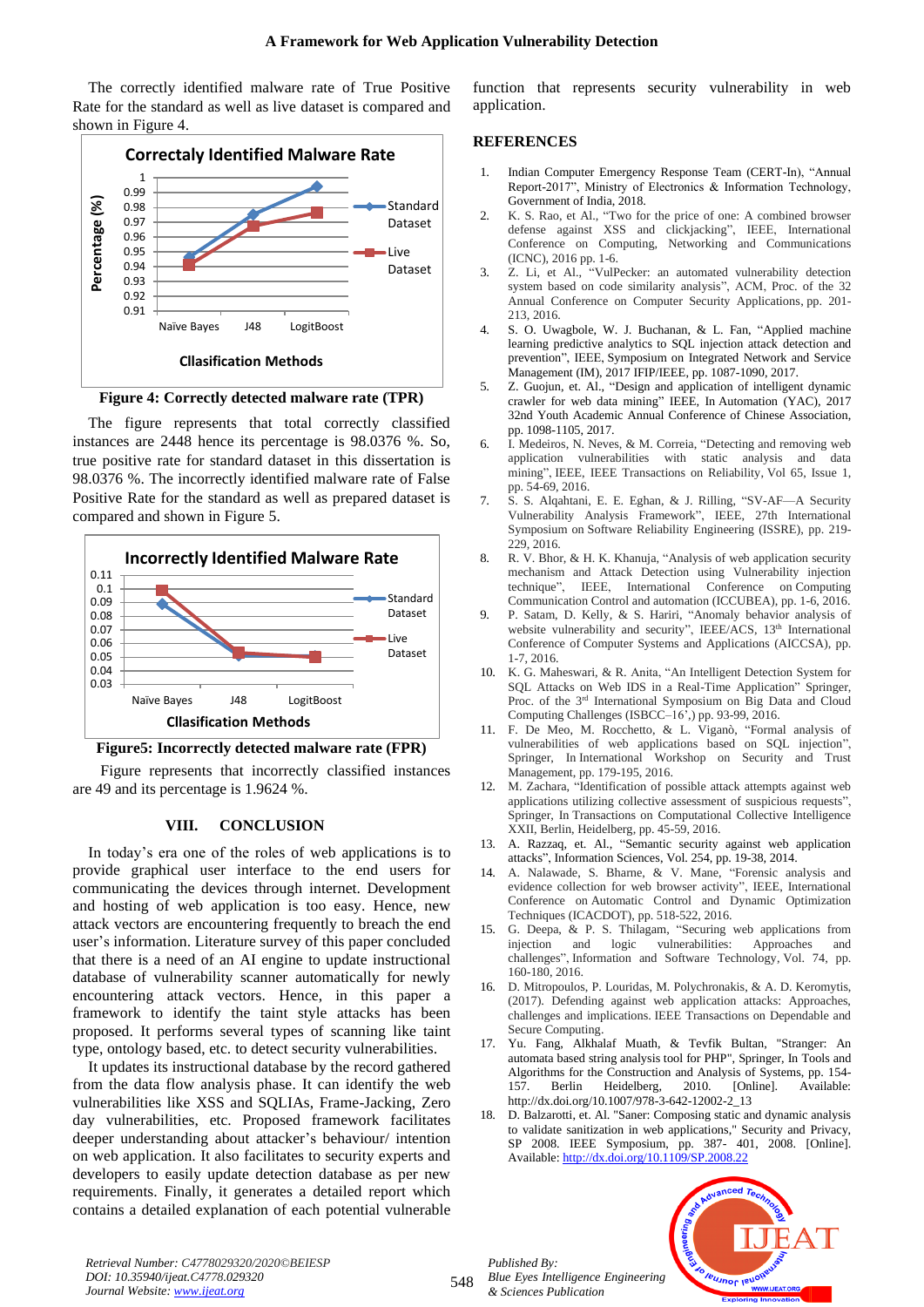The correctly identified malware rate of True Positive Rate for the standard as well as live dataset is compared and shown in Figure 4.

**Figure 4: Correctly detected malware rate (TPR)**

The figure represents that total correctly classified instances are 2448 hence its percentage is 98.0376 %. So, true positive rate for standard dataset in this dissertation is 98.0376 %. The incorrectly identified malware rate of False Positive Rate for the standard as well as prepared dataset is compared and shown in Figure 5.

**Figure5: Incorrectly detected malware rate (FPR)**

Figure represents that incorrectly classified instances are 49 and its percentage is 1.9624 %.

## VIII. CONCLUSION

In today's era one of the roles of web applications is to provide graphical user interface to the end users for communicating the devices through internet. Development and hosting of web application is too easy. Hence, new attack vectors are encountering frequently to breach the end user's information. Literature survey of this paper concluded that there is a need of an AI engine to update instructional database of vulnerability scanner automatically for newly encountering attack vectors. Hence, in this paper a framework to identify the taint style attacks has been proposed. It performs several types of scanning like taint type, ontology based, etc. to detect security vulnerabilities.

It updates its instructional database by the record gathered from the data flow analysis phase. It can identify the web vulnerabilities like XSS and SQLIAs, Frame-Jacking, Zero day vulnerabilities, etc. Proposed framework facilitates deeper understanding about attacker's behaviour/ intention on web application. It also facilitates to security experts and developers to easily update detection database as per new requirements. Finally, it generates a detailed report which contains a detailed explanation of each potential vulnerable function that represents security vulnerability in web application.

## REFERENCES

1. Indian Computer Emergency Response Team (CERT-In), "Annual Report-2017", Ministry of Electronics & Information Technology, Government of India, 2018.
2. K. S. Rao, et Al., "Two for the price of one: A combined browser defense against XSS and clickjacking", IEEE, International Conference on Computing, Networking and Communications (ICNC), 2016 pp. 1-6.
3. Z. Li, et Al., "VulPecker: an automated vulnerability detection system based on code similarity analysis", ACM, Proc. of the 32 Annual Conference on Computer Security Applications, pp. 201-213, 2016.
4. S. O. Uwagbole, W. J. Buchanan, & L. Fan, "Applied machine learning predictive analytics to SQL injection attack detection and prevention", IEEE, Symposium on Integrated Network and Service Management (IM), 2017 IFIP/IEEE, pp. 1087-1090, 2017.
5. Z. Guojun, et. Al., "Design and application of intelligent dynamic crawler for web data mining" IEEE, In Automation (YAC), 2017 32nd Youth Academic Annual Conference of Chinese Association, pp. 1098-1105, 2017.
6. I. Medeiros, N. Neves, & M. Correia, "Detecting and removing web application vulnerabilities with static analysis and data mining", IEEE, IEEE Transactions on Reliability, Vol 65, Issue 1, pp. 54-69, 2016.
7. S. S. Alqahtani, E. E. Eghan, & J. Rilling, "SV-AF—A Security Vulnerability Analysis Framework", IEEE, 27th International Symposium on Software Reliability Engineering (ISSRE), pp. 219-229, 2016.
8. R. V. Bhor, & H. K. Khanuja, "Analysis of web application security mechanism and Attack Detection using Vulnerability injection technique", IEEE, International Conference on Computing Communication Control and automation (ICCUBEA), pp. 1-6, 2016.
9. P. Satam, D. Kelly, & S. Hariri, "Anomaly behavior analysis of website vulnerability and security", IEEE/ACS, 13th International Conference of Computer Systems and Applications (AICCSA), pp. 1-7, 2016.
10. K. G. Maheswari, & R. Anita, "An Intelligent Detection System for SQL Attacks on Web IDS in a Real-Time Application" Springer, Proc. of the 3rd International Symposium on Big Data and Cloud Computing Challenges (ISBCC–16',) pp. 93-99, 2016.
11. F. De Meo, M. Rocchetto, & L. Viganò, "Formal analysis of vulnerabilities of web applications based on SQL injection", Springer, In International Workshop on Security and Trust Management, pp. 179-195, 2016.
12. M. Zachara, "Identification of possible attack attempts against web applications utilizing collective assessment of suspicious requests", Springer, In Transactions on Computational Collective Intelligence XXII, Berlin, Heidelberg, pp. 45-59, 2016.
13. A. Razzaq, et. Al., "Semantic security against web application attacks", Information Sciences, Vol. 254, pp. 19-38, 2014.
14. A. Nalawade, S. Bharne, & V. Mane, "Forensic analysis and evidence collection for web browser activity", IEEE, International Conference on Automatic Control and Dynamic Optimization Techniques (ICACDOT), pp. 518-522, 2016.
15. G. Deepa, & P. S. Thilagam, "Securing web applications from injection and logic vulnerabilities: Approaches and challenges", Information and Software Technology, Vol. 74, pp. 160-180, 2016.
16. D. Mitropoulos, P. Louridas, M. Polychronakis, & A. D. Keromytis, (2017). Defending against web application attacks: Approaches, challenges and implications. IEEE Transactions on Dependable and Secure Computing.
17. Yu. Fang, Alkhalaf Muath, & Tevfik Bultan, "Stranger: An automata based string analysis tool for PHP", Springer, In Tools and Algorithms for the Construction and Analysis of Systems, pp. 154-157. Berlin Heidelberg, 2010. [Online]. Available: http://dx.doi.org/10.1007/978-3-642-12002-2_13
18. D. Balzarotti, et. Al. "Saner: Composing static and dynamic analysis to validate sanitization in web applications," Security and Privacy, SP 2008. IEEE Symposium, pp. 387- 401, 2008. [Online]. Available: http://dx.doi.org/10.1109/SP.2008.22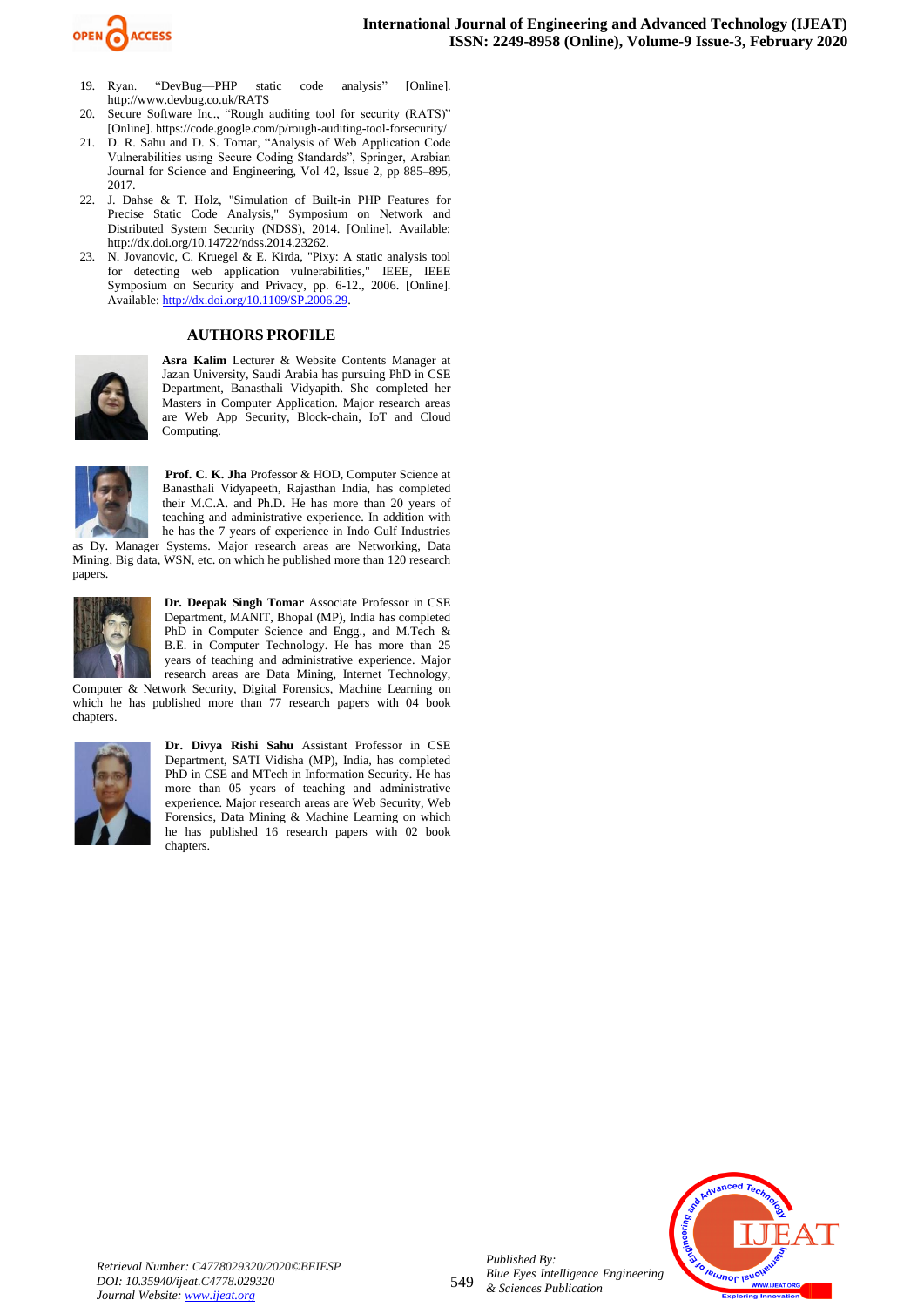19. Ryan. "DevBug—PHP static code analysis" [Online]. http://www.devbug.co.uk/RATS
20. Secure Software Inc., "Rough auditing tool for security (RATS)" [Online]. https://code.google.com/p/rough-auditing-tool-forsecurity/
21. D. R. Sahu and D. S. Tomar, "Analysis of Web Application Code Vulnerabilities using Secure Coding Standards", Springer, Arabian Journal for Science and Engineering, Vol 42, Issue 2, pp 885–895, 2017.
22. J. Dahse & T. Holz, "Simulation of Built-in PHP Features for Precise Static Code Analysis," Symposium on Network and Distributed System Security (NDSS), 2014. [Online]. Available: http://dx.doi.org/10.14722/ndss.2014.23262.
23. N. Jovanovic, C. Kruegel & E. Kirda, "Pixy: A static analysis tool for detecting web application vulnerabilities," IEEE, IEEE Symposium on Security and Privacy, pp. 6-12., 2006. [Online]. Available: http://dx.doi.org/10.1109/SP.2006.29.

## AUTHORS PROFILE

**Asra Kalim** Lecturer & Website Contents Manager at Jazan University, Saudi Arabia has pursuing PhD in CSE Department, Banasthali Vidyapith. She completed her Masters in Computer Application. Major research areas are Web App Security, Block-chain, IoT and Cloud Computing.

**Prof. C. K. Jha** Professor & HOD, Computer Science at Banasthali Vidyapeeth, Rajasthan India, has completed their M.C.A. and Ph.D. He has more than 20 years of teaching and administrative experience. In addition with he has the 7 years of experience in Indo Gulf Industries as Dy. Manager Systems. Major research areas are Networking, Data Mining, Big data, WSN, etc. on which he published more than 120 research papers.

**Dr. Deepak Singh Tomar** Associate Professor in CSE Department, MANIT, Bhopal (MP), India has completed PhD in Computer Science and Engg., and M.Tech & B.E. in Computer Technology. He has more than 25 years of teaching and administrative experience. Major research areas are Data Mining, Internet Technology, Computer & Network Security, Digital Forensics, Machine Learning on which he has published more than 77 research papers with 04 book chapters.

**Dr. Divya Rishi Sahu** Assistant Professor in CSE Department, SATI Vidisha (MP), India, has completed PhD in CSE and MTech in Information Security. He has more than 05 years of teaching and administrative experience. Major research areas are Web Security, Web Forensics, Data Mining & Machine Learning on which he has published 16 research papers with 02 book chapters.